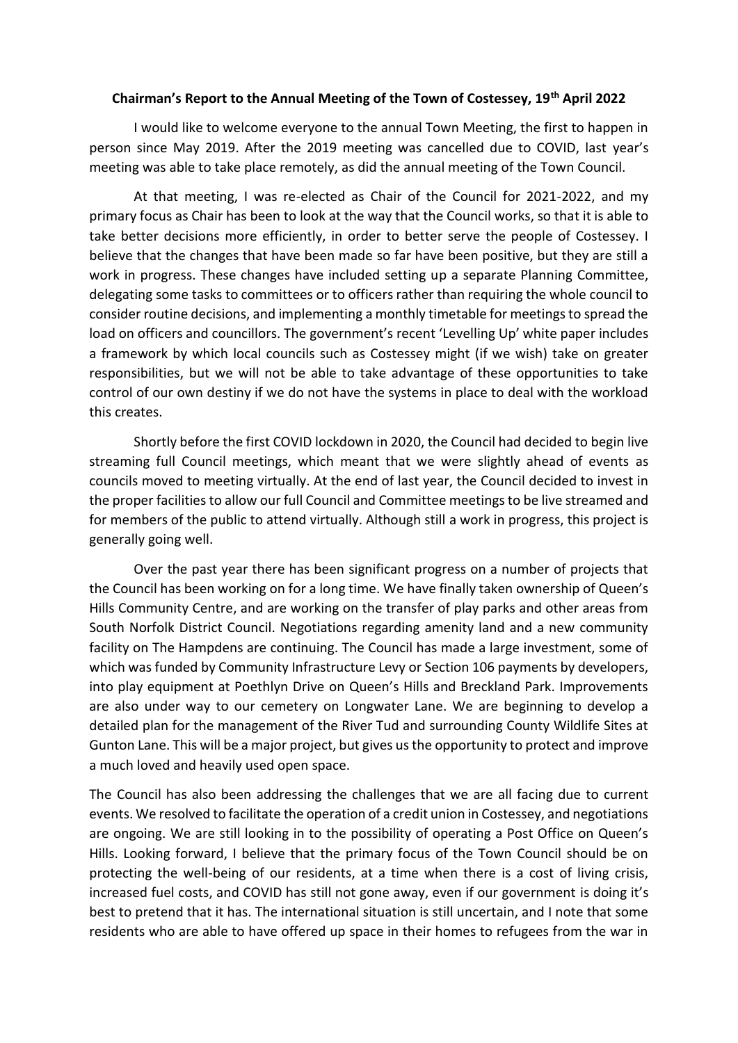**Chairman's Report to the Annual Meeting of the Town of Costessey, 19th April 2022**

I would like to welcome everyone to the annual Town Meeting, the first to happen in person since May 2019. After the 2019 meeting was cancelled due to COVID, last year's meeting was able to take place remotely, as did the annual meeting of the Town Council.

At that meeting, I was re-elected as Chair of the Council for 2021-2022, and my primary focus as Chair has been to look at the way that the Council works, so that it is able to take better decisions more efficiently, in order to better serve the people of Costessey. I believe that the changes that have been made so far have been positive, but they are still a work in progress. These changes have included setting up a separate Planning Committee, delegating some tasks to committees or to officers rather than requiring the whole council to consider routine decisions, and implementing a monthly timetable for meetings to spread the load on officers and councillors. The government's recent 'Levelling Up' white paper includes a framework by which local councils such as Costessey might (if we wish) take on greater responsibilities, but we will not be able to take advantage of these opportunities to take control of our own destiny if we do not have the systems in place to deal with the workload this creates.

Shortly before the first COVID lockdown in 2020, the Council had decided to begin live streaming full Council meetings, which meant that we were slightly ahead of events as councils moved to meeting virtually. At the end of last year, the Council decided to invest in the proper facilities to allow our full Council and Committee meetings to be live streamed and for members of the public to attend virtually. Although still a work in progress, this project is generally going well.

Over the past year there has been significant progress on a number of projects that the Council has been working on for a long time. We have finally taken ownership of Queen's Hills Community Centre, and are working on the transfer of play parks and other areas from South Norfolk District Council. Negotiations regarding amenity land and a new community facility on The Hampdens are continuing. The Council has made a large investment, some of which was funded by Community Infrastructure Levy or Section 106 payments by developers, into play equipment at Poethlyn Drive on Queen's Hills and Breckland Park. Improvements are also under way to our cemetery on Longwater Lane. We are beginning to develop a detailed plan for the management of the River Tud and surrounding County Wildlife Sites at Gunton Lane. This will be a major project, but gives us the opportunity to protect and improve a much loved and heavily used open space.

The Council has also been addressing the challenges that we are all facing due to current events. We resolved to facilitate the operation of a credit union in Costessey, and negotiations are ongoing. We are still looking in to the possibility of operating a Post Office on Queen's Hills. Looking forward, I believe that the primary focus of the Town Council should be on protecting the well-being of our residents, at a time when there is a cost of living crisis, increased fuel costs, and COVID has still not gone away, even if our government is doing it's best to pretend that it has. The international situation is still uncertain, and I note that some residents who are able to have offered up space in their homes to refugees from the war in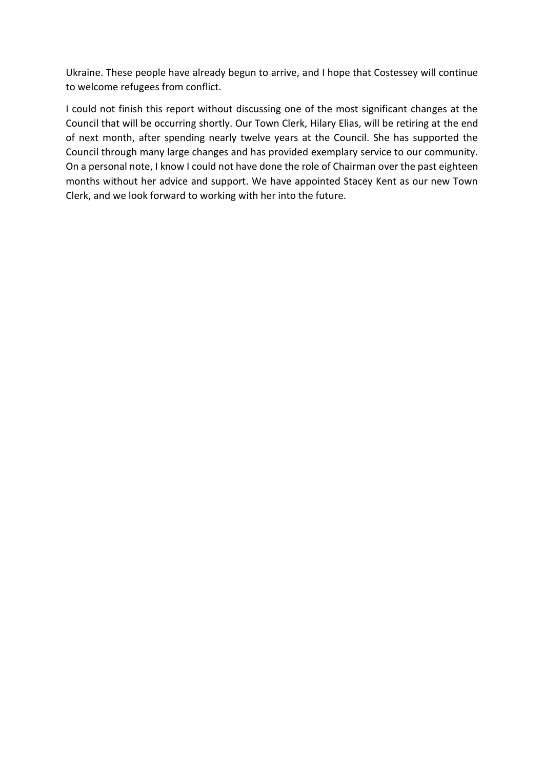Ukraine. These people have already begun to arrive, and I hope that Costessey will continue to welcome refugees from conflict.

I could not finish this report without discussing one of the most significant changes at the Council that will be occurring shortly. Our Town Clerk, Hilary Elias, will be retiring at the end of next month, after spending nearly twelve years at the Council. She has supported the Council through many large changes and has provided exemplary service to our community. On a personal note, I know I could not have done the role of Chairman over the past eighteen months without her advice and support. We have appointed Stacey Kent as our new Town Clerk, and we look forward to working with her into the future.